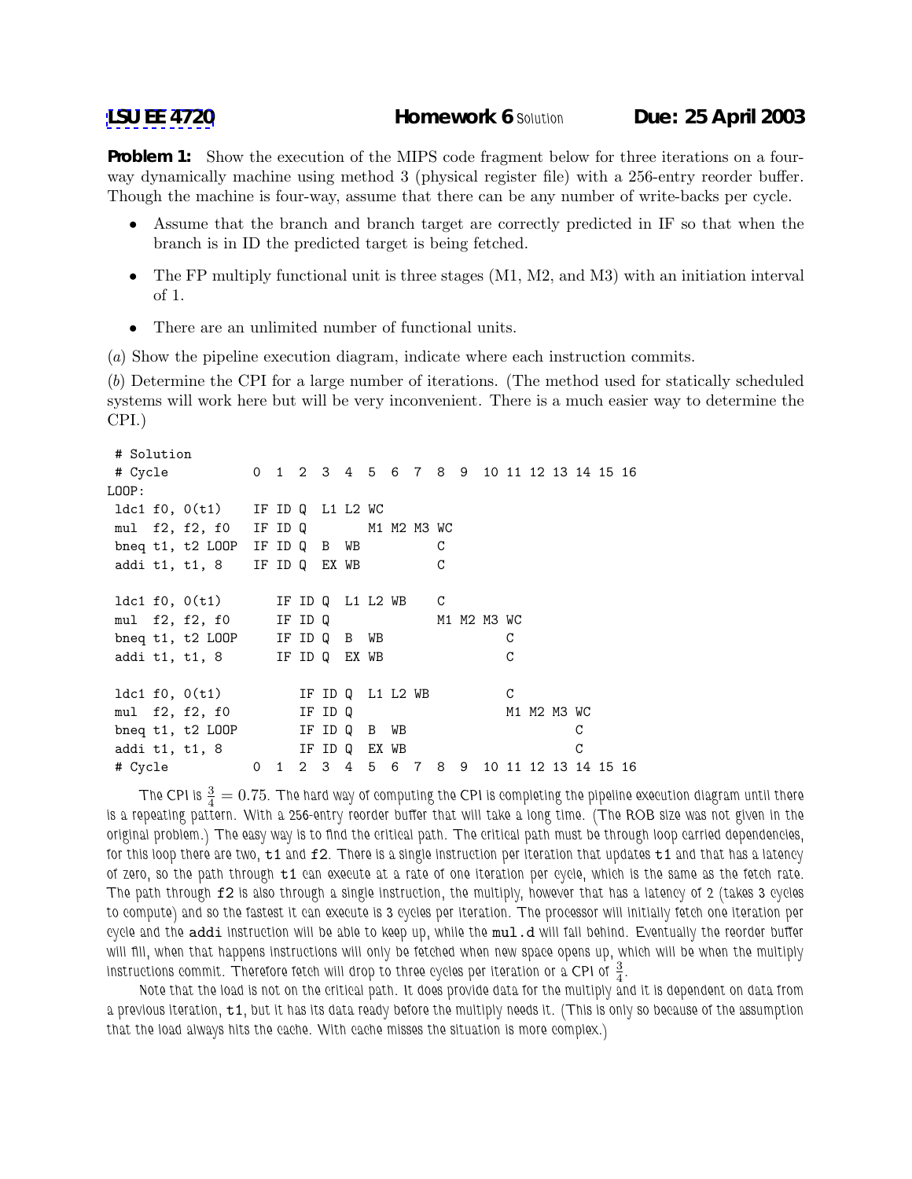**LSU EE 4720** **Homework 6** Solution **Due: 25 April 2003**

**Problem 1:** Show the execution of the MIPS code fragment below for three iterations on a four-way dynamically machine using method 3 (physical register file) with a 256-entry reorder buffer. Though the machine is four-way, assume that there can be any number of write-backs per cycle.

- Assume that the branch and branch target are correctly predicted in IF so that when the branch is in ID the predicted target is being fetched.
- The FP multiply functional unit is three stages (M1, M2, and M3) with an initiation interval of 1.
- There are an unlimited number of functional units.

(*a*) Show the pipeline execution diagram, indicate where each instruction commits.

(*b*) Determine the CPI for a large number of iterations. (The method used for statically scheduled systems will work here but will be very inconvenient. There is a much easier way to determine the CPI.)

```
 # Solution
 # Cycle           0  1  2  3  4  5  6  7  8  9  10 11 12 13 14 15 16
LOOP:
 ldc1 f0, 0(t1)    IF ID Q  L1 L2 WC
 mul  f2, f2, f0   IF ID Q        M1 M2 M3 WC
 bneq t1, t2 LOOP  IF ID Q  B  WB          C
 addi t1, t1, 8    IF ID Q  EX WB          C

 ldc1 f0, 0(t1)       IF ID Q  L1 L2 WB    C
 mul  f2, f2, f0      IF ID Q              M1 M2 M3 WC
 bneq t1, t2 LOOP     IF ID Q  B  WB                C
 addi t1, t1, 8       IF ID Q  EX WB                C

 ldc1 f0, 0(t1)          IF ID Q  L1 L2 WB          C
 mul  f2, f2, f0         IF ID Q                    M1 M2 M3 WC
 bneq t1, t2 LOOP        IF ID Q  B  WB                      C
 addi t1, t1, 8          IF ID Q  EX WB                      C
 # Cycle           0  1  2  3  4  5  6  7  8  9  10 11 12 13 14 15 16
```

The CPI is $\frac{3}{4} = 0.75$. The hard way of computing the CPI is completing the pipeline execution diagram until there is a repeating pattern. With a 256-entry reorder buffer that will take a long time. (The ROB size was not given in the original problem.) The easy way is to find the critical path. The critical path must be through loop carried dependencies, for this loop there are two, t1 and f2. There is a single instruction per iteration that updates t1 and that has a latency of zero, so the path through t1 can execute at a rate of one iteration per cycle, which is the same as the fetch rate. The path through f2 is also through a single instruction, the multiply, however that has a latency of 2 (takes 3 cycles to compute) and so the fastest it can execute is 3 cycles per iteration. The processor will initially fetch one iteration per cycle and the addi instruction will be able to keep up, while the mul.d will fall behind. Eventually the reorder buffer will fill, when that happens instructions will only be fetched when new space opens up, which will be when the multiply instructions commit. Therefore fetch will drop to three cycles per iteration or a CPI of $\frac{3}{4}$.

Note that the load is not on the critical path. It does provide data for the multiply and it is dependent on data from a previous iteration, t1, but it has its data ready before the multiply needs it. (This is only so because of the assumption that the load always hits the cache. With cache misses the situation is more complex.)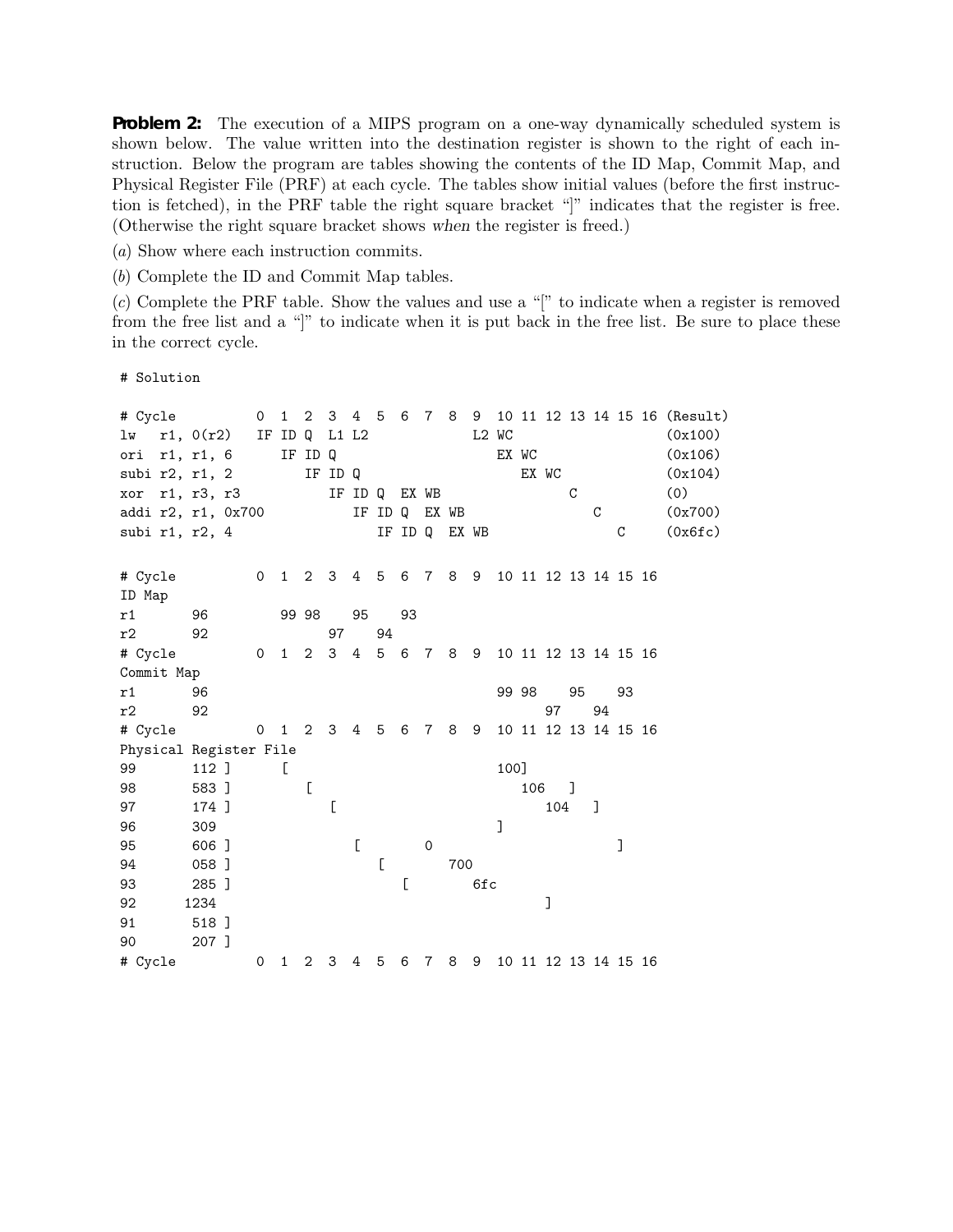**Problem 2:** The execution of a MIPS program on a one-way dynamically scheduled system is shown below. The value written into the destination register is shown to the right of each instruction. Below the program are tables showing the contents of the ID Map, Commit Map, and Physical Register File (PRF) at each cycle. The tables show initial values (before the first instruction is fetched), in the PRF table the right square bracket "]" indicates that the register is free. (Otherwise the right square bracket shows *when* the register is freed.)

(*a*) Show where each instruction commits.

(*b*) Complete the ID and Commit Map tables.

(*c*) Complete the PRF table. Show the values and use a "[" to indicate when a register is removed from the free list and a "]" to indicate when it is put back in the free list. Be sure to place these in the correct cycle.

```
# Solution

# Cycle          0  1  2  3  4  5  6  7  8  9  10 11 12 13 14 15 16 (Result)
lw   r1, 0(r2)   IF ID Q  L1 L2             L2 WC                   (0x100)
ori  r1, r1, 6      IF ID Q                    EX WC                (0x106)
subi r2, r1, 2         IF ID Q                    EX WC             (0x104)
xor  r1, r3, r3           IF ID Q  EX WB                C           (0)
addi r2, r1, 0x700           IF ID Q  EX WB                C        (0x700)
subi r1, r2, 4                  IF ID Q  EX WB                C     (0x6fc)

# Cycle          0  1  2  3  4  5  6  7  8  9  10 11 12 13 14 15 16
ID Map
r1       96         99 98    95    93
r2       92               97    94
# Cycle          0  1  2  3  4  5  6  7  8  9  10 11 12 13 14 15 16
Commit Map
r1       96                                 99 98    95    93
r2       92                                       97    94
# Cycle          0  1  2  3  4  5  6  7  8  9  10 11 12 13 14 15 16
Physical Register File
99       112 ]      [                       100]
98       583 ]         [                       106   ]
97       174 ]            [                       104   ]
96       309                                ]
95       606 ]               [        0                    ]
94       058 ]                  [        700
93       285 ]                     [        6fc
92      1234                                      ]
91       518 ]
90       207 ]
# Cycle          0  1  2  3  4  5  6  7  8  9  10 11 12 13 14 15 16
```